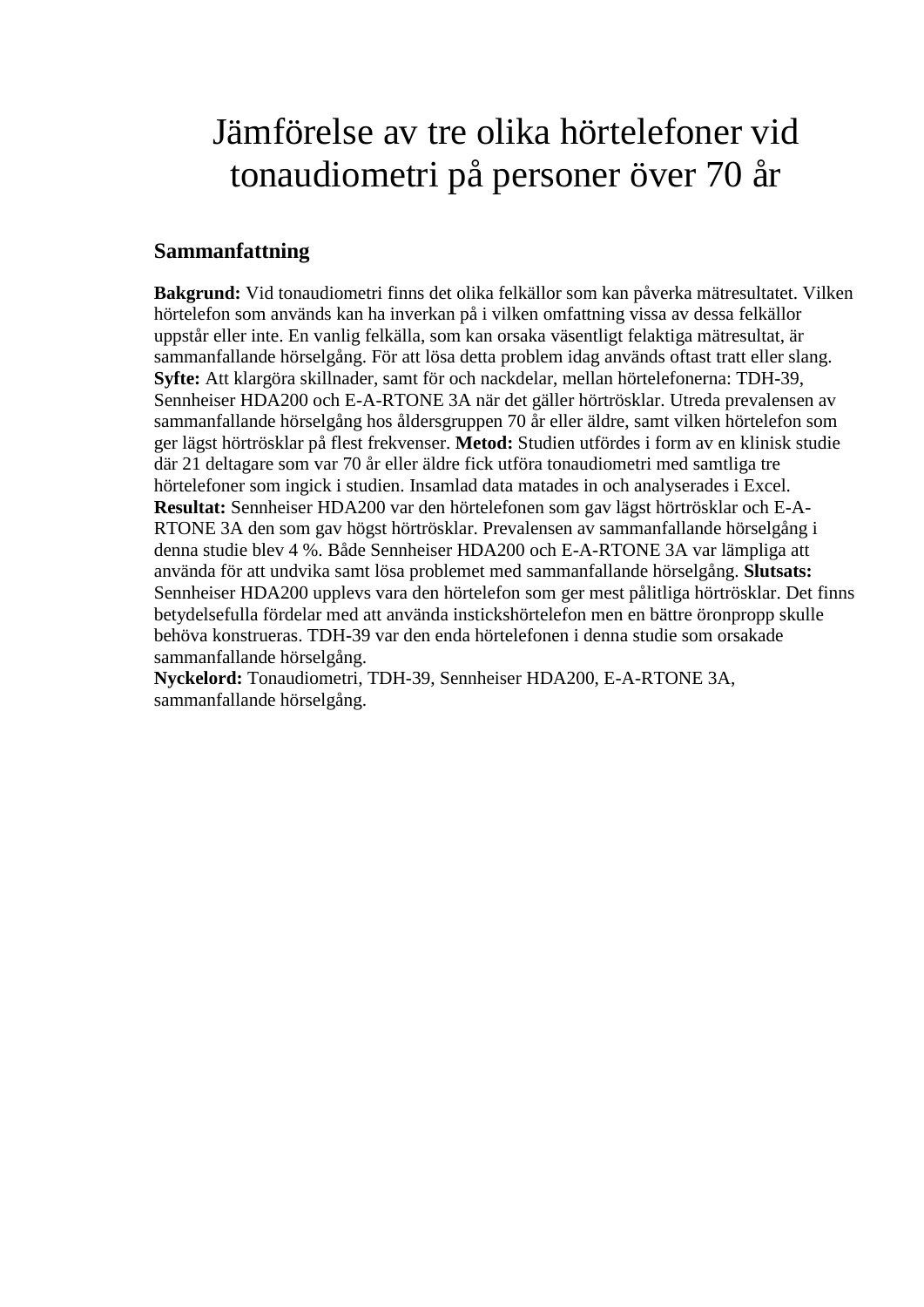# Jämförelse av tre olika hörtelefoner vid tonaudiometri på personer över 70 år

## Sammanfattning

**Bakgrund:** Vid tonaudiometri finns det olika felkällor som kan påverka mätresultatet. Vilken hörtelefon som används kan ha inverkan på i vilken omfattning vissa av dessa felkällor uppstår eller inte. En vanlig felkälla, som kan orsaka väsentligt felaktiga mätresultat, är sammanfallande hörselgång. För att lösa detta problem idag används oftast tratt eller slang. **Syfte:** Att klargöra skillnader, samt för och nackdelar, mellan hörtelefonerna: TDH-39, Sennheiser HDA200 och E-A-RTONE 3A när det gäller hörtrösklar. Utreda prevalensen av sammanfallande hörselgång hos åldersgruppen 70 år eller äldre, samt vilken hörtelefon som ger lägst hörtrösklar på flest frekvenser. **Metod:** Studien utfördes i form av en klinisk studie där 21 deltagare som var 70 år eller äldre fick utföra tonaudiometri med samtliga tre hörtelefoner som ingick i studien. Insamlad data matades in och analyserades i Excel. **Resultat:** Sennheiser HDA200 var den hörtelefonen som gav lägst hörtrösklar och E-A-RTONE 3A den som gav högst hörtrösklar. Prevalensen av sammanfallande hörselgång i denna studie blev 4 %. Både Sennheiser HDA200 och E-A-RTONE 3A var lämpliga att använda för att undvika samt lösa problemet med sammanfallande hörselgång. **Slutsats:** Sennheiser HDA200 upplevs vara den hörtelefon som ger mest pålitliga hörtrösklar. Det finns betydelsefulla fördelar med att använda instickshörtelefon men en bättre öronpropp skulle behöva konstrueras. TDH-39 var den enda hörtelefonen i denna studie som orsakade sammanfallande hörselgång.

**Nyckelord:** Tonaudiometri, TDH-39, Sennheiser HDA200, E-A-RTONE 3A, sammanfallande hörselgång.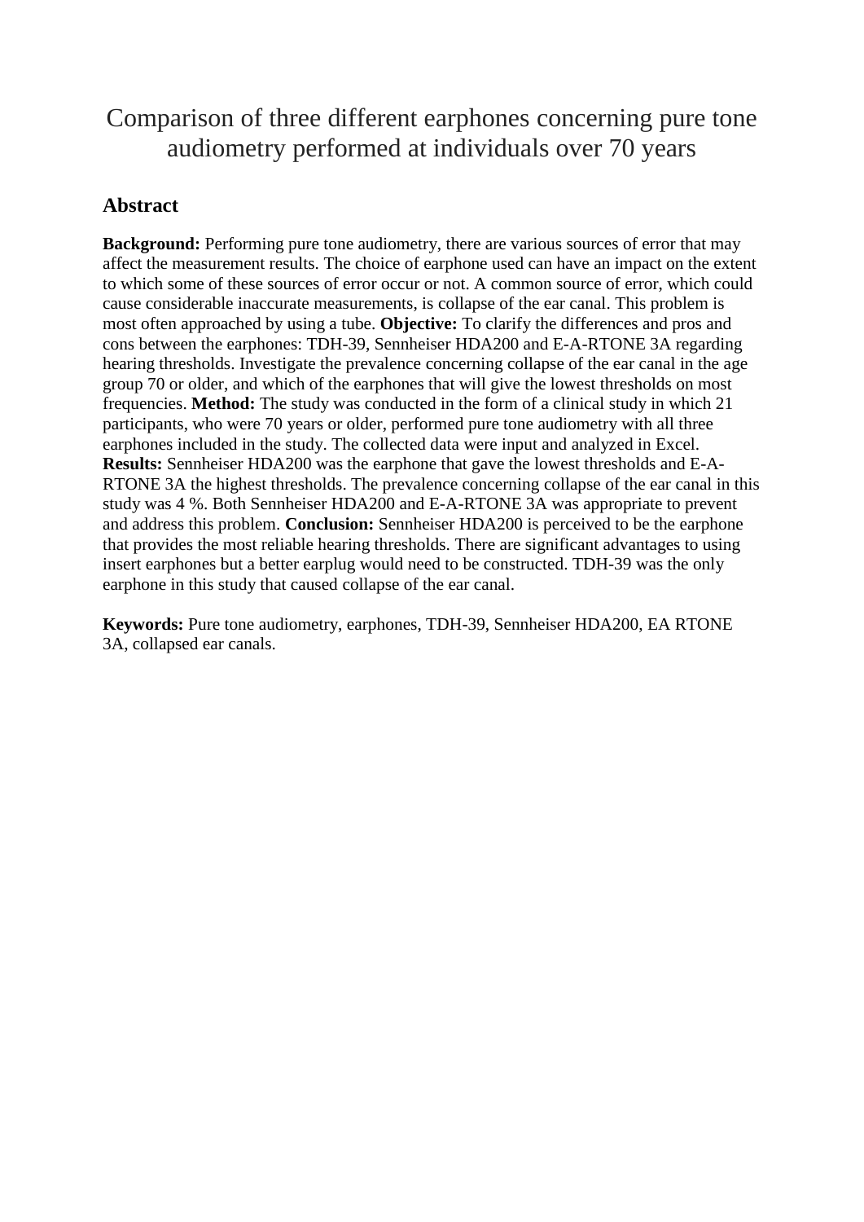# Comparison of three different earphones concerning pure tone audiometry performed at individuals over 70 years

## Abstract

**Background:** Performing pure tone audiometry, there are various sources of error that may affect the measurement results. The choice of earphone used can have an impact on the extent to which some of these sources of error occur or not. A common source of error, which could cause considerable inaccurate measurements, is collapse of the ear canal. This problem is most often approached by using a tube. **Objective:** To clarify the differences and pros and cons between the earphones: TDH-39, Sennheiser HDA200 and E-A-RTONE 3A regarding hearing thresholds. Investigate the prevalence concerning collapse of the ear canal in the age group 70 or older, and which of the earphones that will give the lowest thresholds on most frequencies. **Method:** The study was conducted in the form of a clinical study in which 21 participants, who were 70 years or older, performed pure tone audiometry with all three earphones included in the study. The collected data were input and analyzed in Excel. **Results:** Sennheiser HDA200 was the earphone that gave the lowest thresholds and E-A-RTONE 3A the highest thresholds. The prevalence concerning collapse of the ear canal in this study was 4 %. Both Sennheiser HDA200 and E-A-RTONE 3A was appropriate to prevent and address this problem. **Conclusion:** Sennheiser HDA200 is perceived to be the earphone that provides the most reliable hearing thresholds. There are significant advantages to using insert earphones but a better earplug would need to be constructed. TDH-39 was the only earphone in this study that caused collapse of the ear canal.

**Keywords:** Pure tone audiometry, earphones, TDH-39, Sennheiser HDA200, EA RTONE 3A, collapsed ear canals.